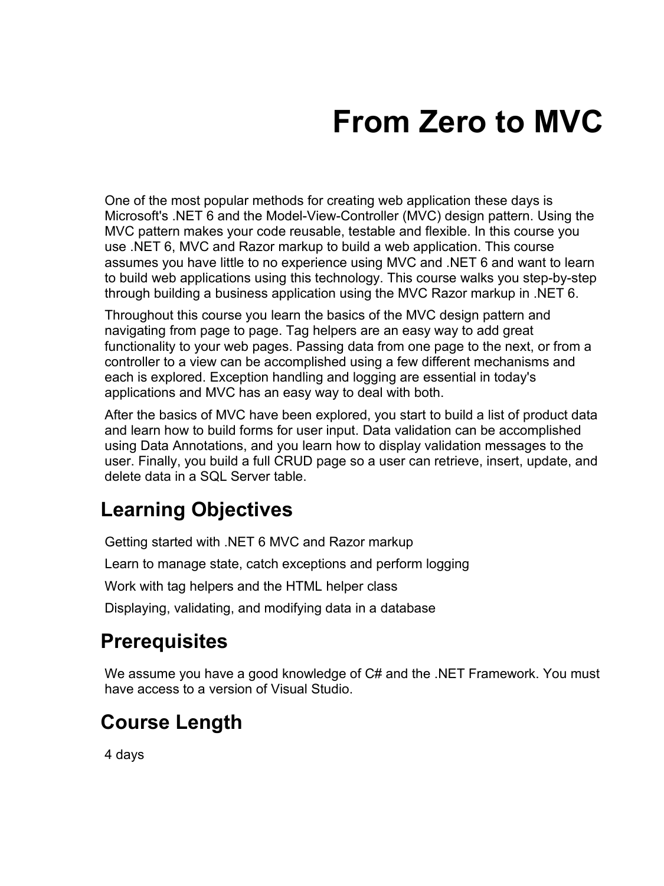# From Zero to MVC

One of the most popular methods for creating web application these days is Microsoft's .NET 6 and the Model-View-Controller (MVC) design pattern. Using the MVC pattern makes your code reusable, testable and flexible. In this course you use .NET 6, MVC and Razor markup to build a web application. This course assumes you have little to no experience using MVC and .NET 6 and want to learn to build web applications using this technology. This course walks you step-by-step through building a business application using the MVC Razor markup in .NET 6.

Throughout this course you learn the basics of the MVC design pattern and navigating from page to page. Tag helpers are an easy way to add great functionality to your web pages. Passing data from one page to the next, or from a controller to a view can be accomplished using a few different mechanisms and each is explored. Exception handling and logging are essential in today's applications and MVC has an easy way to deal with both.

After the basics of MVC have been explored, you start to build a list of product data and learn how to build forms for user input. Data validation can be accomplished using Data Annotations, and you learn how to display validation messages to the user. Finally, you build a full CRUD page so a user can retrieve, insert, update, and delete data in a SQL Server table.

## Learning Objectives

Getting started with .NET 6 MVC and Razor markup

Learn to manage state, catch exceptions and perform logging

Work with tag helpers and the HTML helper class

Displaying, validating, and modifying data in a database

## Prerequisites

We assume you have a good knowledge of C# and the .NET Framework. You must have access to a version of Visual Studio.

## Course Length

4 days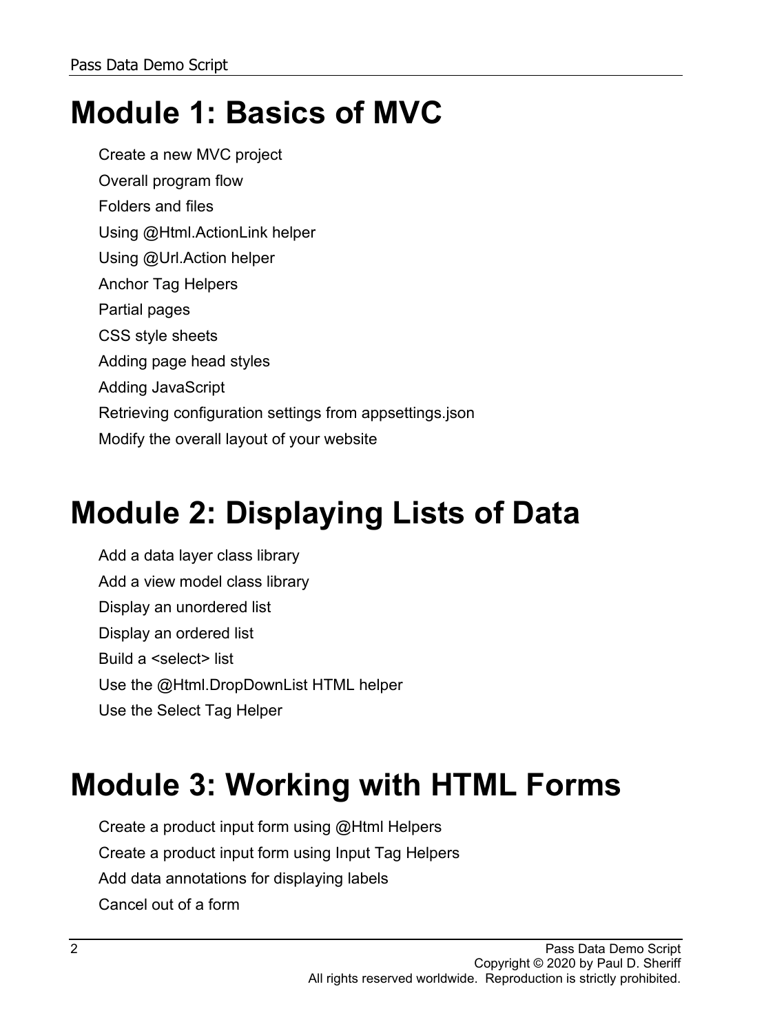# Module 1: Basics of MVC

Create a new MVC project

Overall program flow

Folders and files

Using @Html.ActionLink helper

Using @Url.Action helper

Anchor Tag Helpers

Partial pages

CSS style sheets

Adding page head styles

Adding JavaScript

Retrieving configuration settings from appsettings.json

Modify the overall layout of your website

# Module 2: Displaying Lists of Data

Add a data layer class library

Add a view model class library

Display an unordered list

Display an ordered list

Build a <select> list

Use the @Html.DropDownList HTML helper

Use the Select Tag Helper

# Module 3: Working with HTML Forms

Create a product input form using @Html Helpers

Create a product input form using Input Tag Helpers

Add data annotations for displaying labels

Cancel out of a form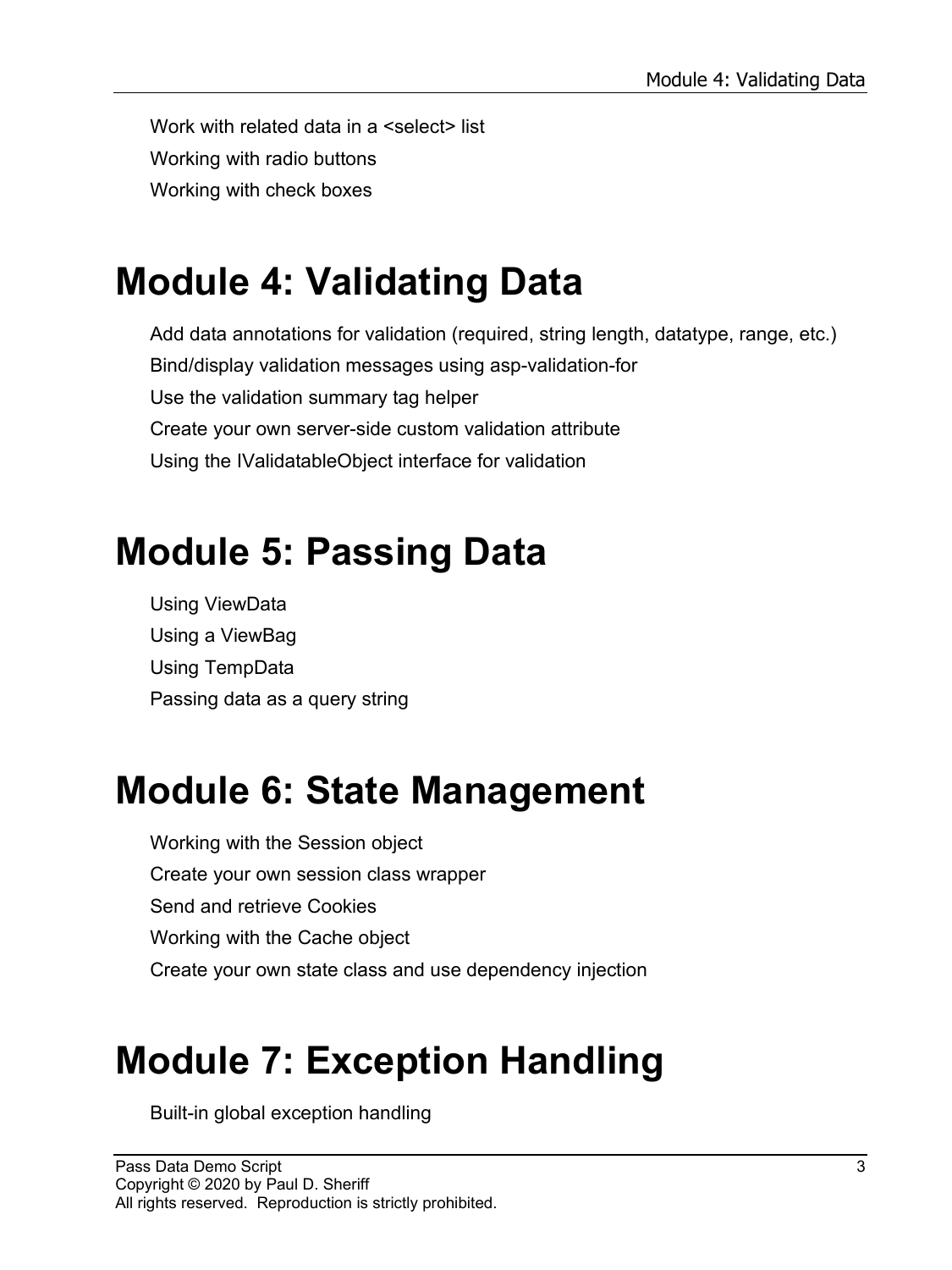Work with related data in a <select> list

Working with radio buttons

Working with check boxes

# Module 4: Validating Data

Add data annotations for validation (required, string length, datatype, range, etc.)

Bind/display validation messages using asp-validation-for

Use the validation summary tag helper

Create your own server-side custom validation attribute

Using the IValidatableObject interface for validation

# Module 5: Passing Data

Using ViewData

Using a ViewBag

Using TempData

Passing data as a query string

# Module 6: State Management

Working with the Session object

Create your own session class wrapper

Send and retrieve Cookies

Working with the Cache object

Create your own state class and use dependency injection

# Module 7: Exception Handling

Built-in global exception handling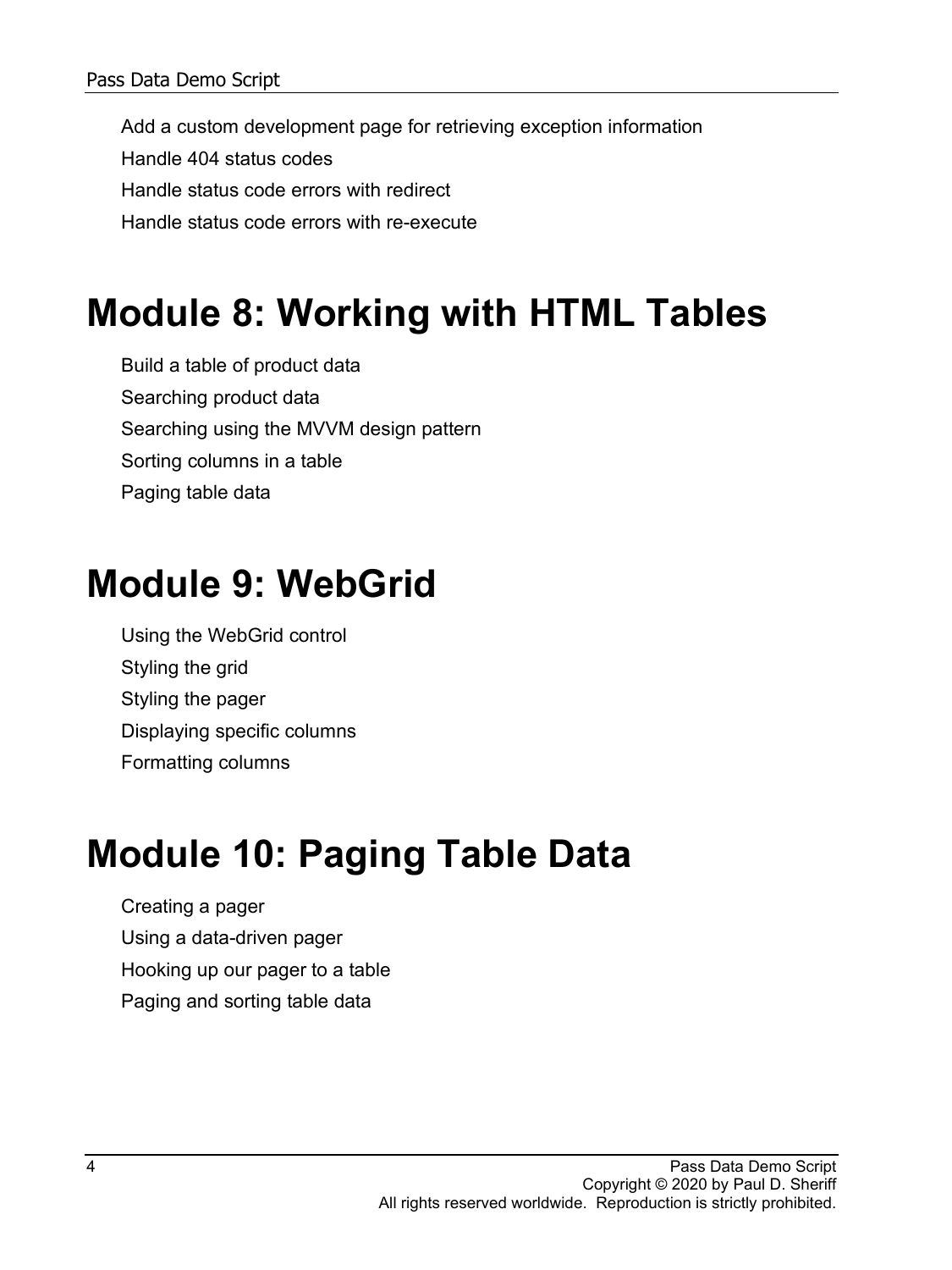Add a custom development page for retrieving exception information

Handle 404 status codes

Handle status code errors with redirect

Handle status code errors with re-execute

# Module 8: Working with HTML Tables

Build a table of product data

Searching product data

Searching using the MVVM design pattern

Sorting columns in a table

Paging table data

# Module 9: WebGrid

Using the WebGrid control

Styling the grid

Styling the pager

Displaying specific columns

Formatting columns

# Module 10: Paging Table Data

Creating a pager

Using a data-driven pager

Hooking up our pager to a table

Paging and sorting table data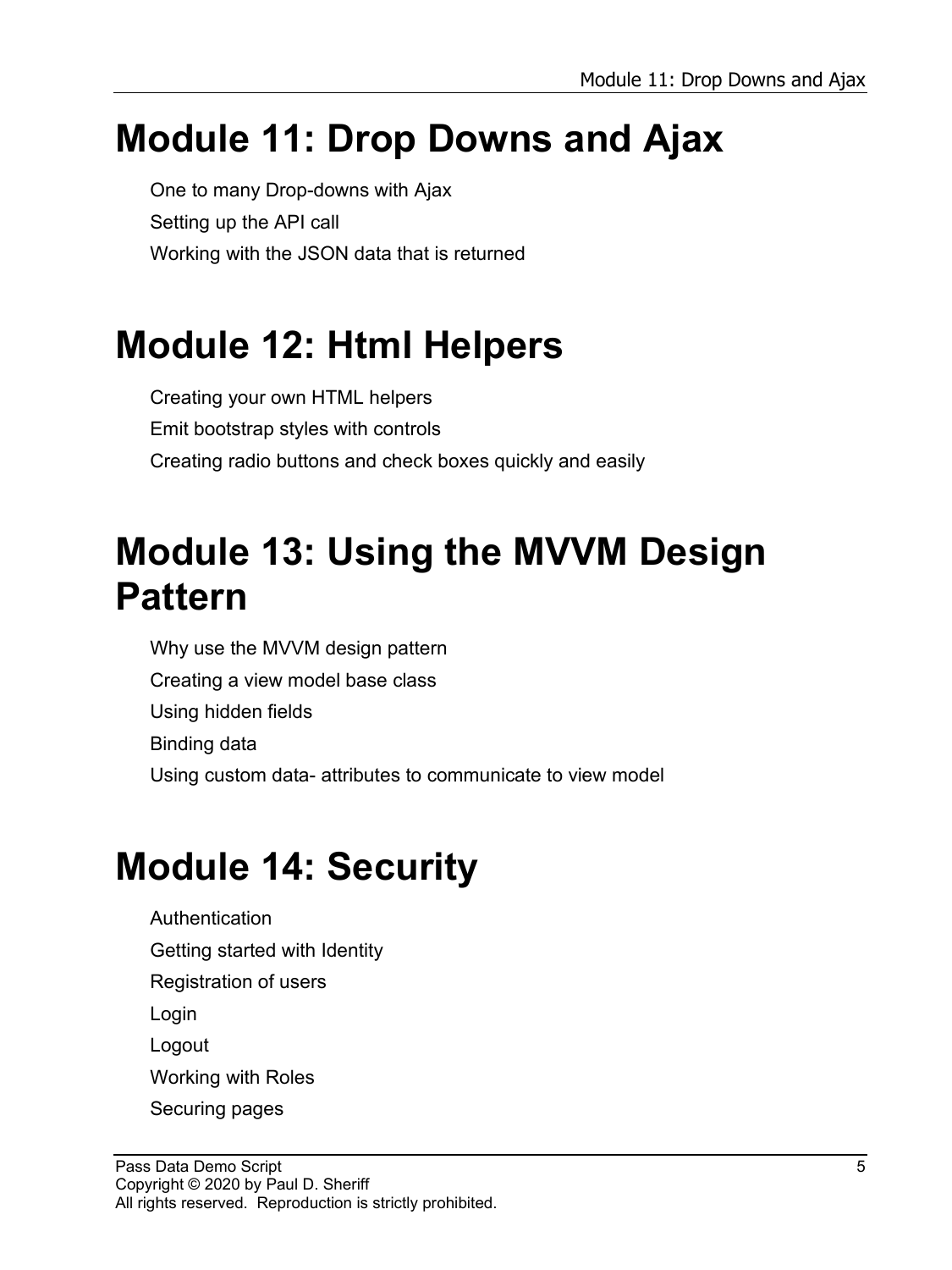# Module 11: Drop Downs and Ajax

One to many Drop-downs with Ajax

Setting up the API call

Working with the JSON data that is returned

# Module 12: Html Helpers

Creating your own HTML helpers

Emit bootstrap styles with controls

Creating radio buttons and check boxes quickly and easily

# Module 13: Using the MVVM Design Pattern

Why use the MVVM design pattern

Creating a view model base class

Using hidden fields

Binding data

Using custom data- attributes to communicate to view model

# Module 14: Security

Authentication

Getting started with Identity

Registration of users

Login

Logout

Working with Roles

Securing pages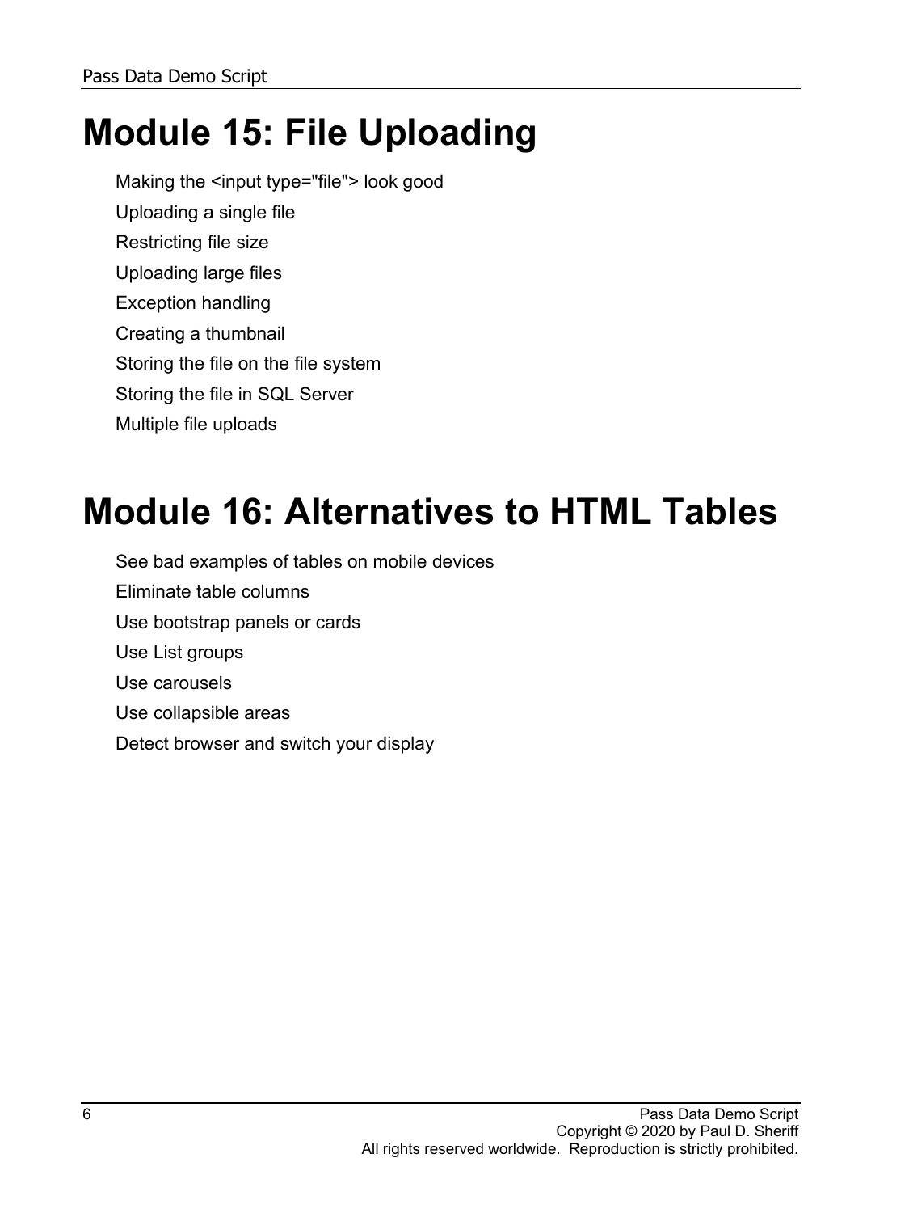# Module 15: File Uploading

Making the <input type="file"> look good

Uploading a single file

Restricting file size

Uploading large files

Exception handling

Creating a thumbnail

Storing the file on the file system

Storing the file in SQL Server

Multiple file uploads

# Module 16: Alternatives to HTML Tables

See bad examples of tables on mobile devices

Eliminate table columns

Use bootstrap panels or cards

Use List groups

Use carousels

Use collapsible areas

Detect browser and switch your display